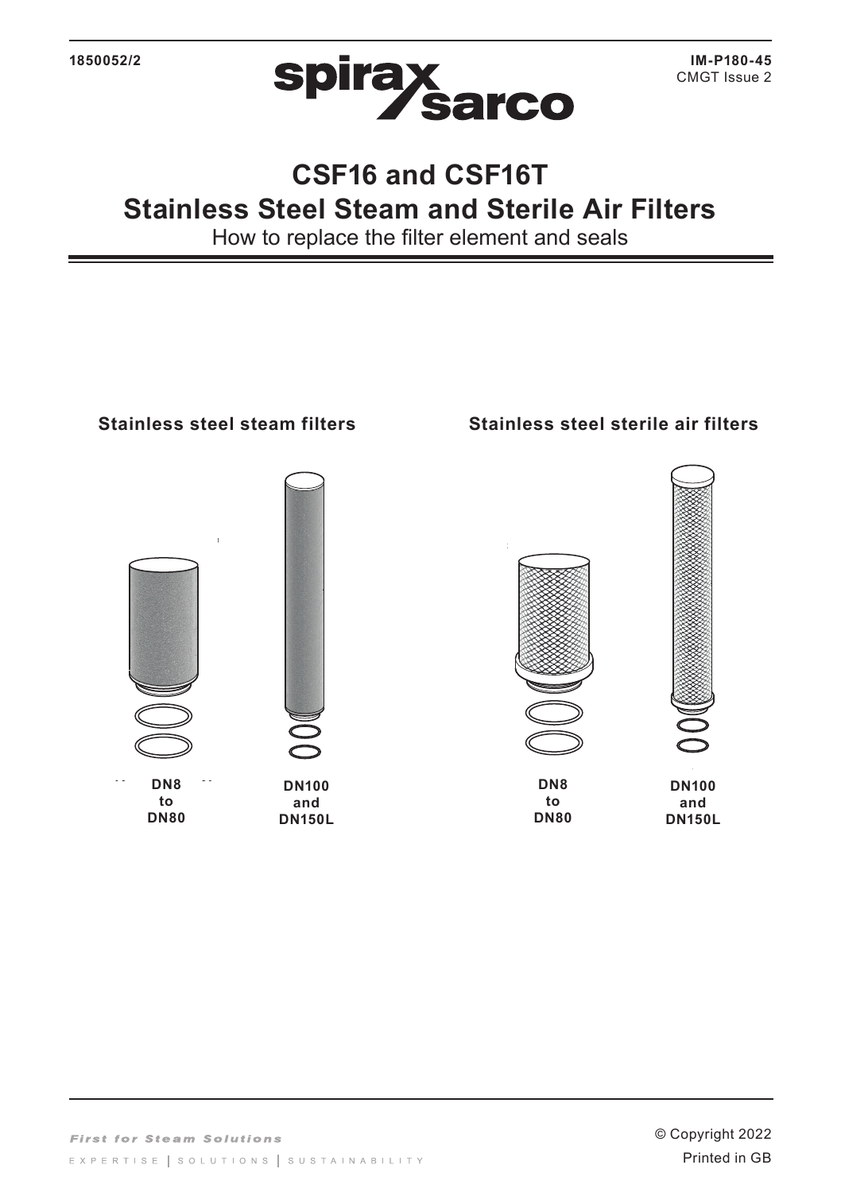1850052/2

**IM-P180-45**
CMGT Issue 2

# CSF16 and CSF16T
# Stainless Steel Steam and Sterile Air Filters

How to replace the filter element and seals

**Stainless steel steam filters**

**DN8 to DN80**

**DN100 and DN150L**

**Stainless steel sterile air filters**

**DN8 to DN80**

**DN100 and DN150L**

*First for Steam Solutions*

EXPERTISE | SOLUTIONS | SUSTAINABILITY

© Copyright 2022

Printed in GB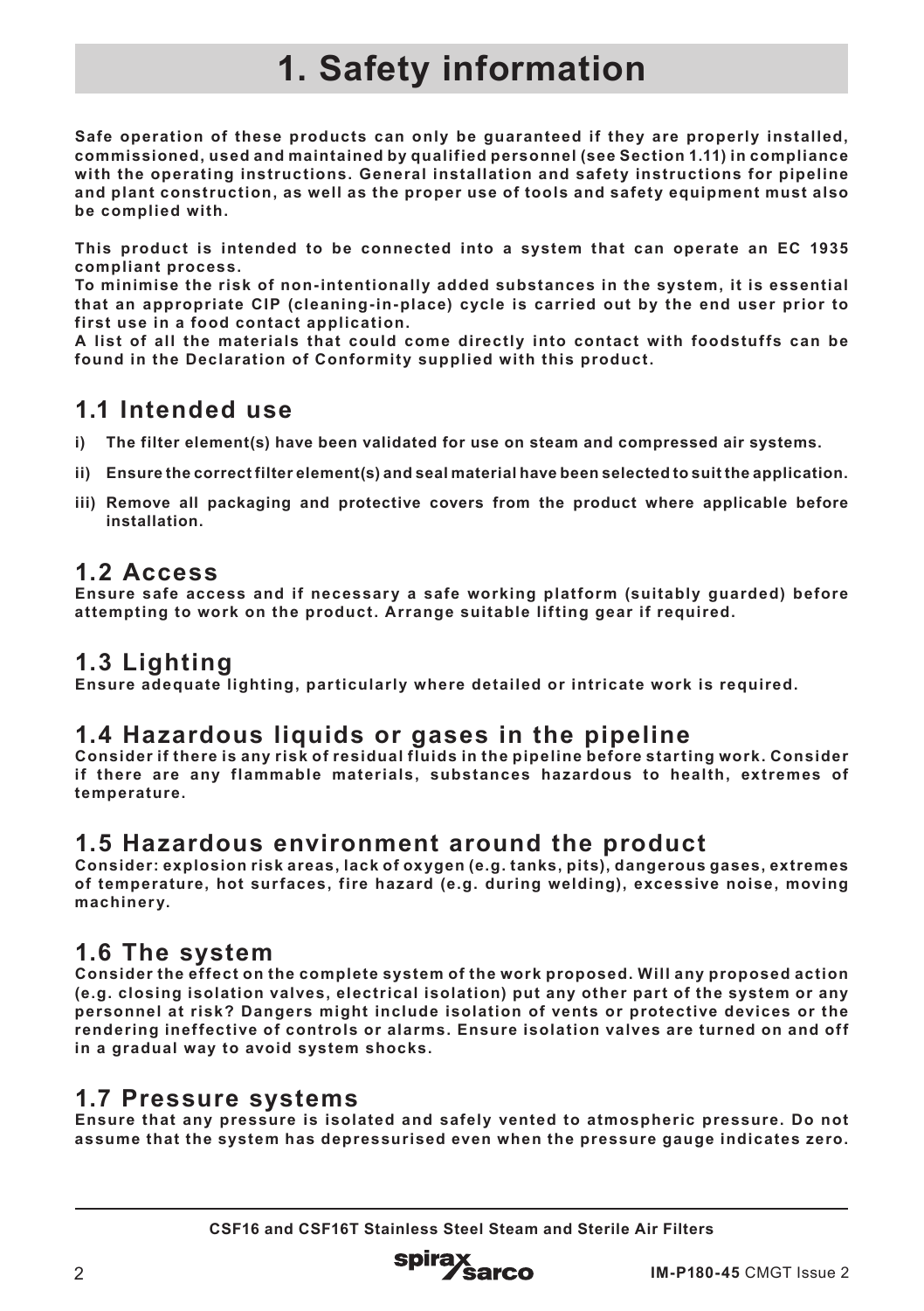# 1. Safety information

**Safe operation of these products can only be guaranteed if they are properly installed, commissioned, used and maintained by qualified personnel (see Section 1.11) in compliance with the operating instructions. General installation and safety instructions for pipeline and plant construction, as well as the proper use of tools and safety equipment must also be complied with.**

**This product is intended to be connected into a system that can operate an EC 1935 compliant process.**
**To minimise the risk of non-intentionally added substances in the system, it is essential that an appropriate CIP (cleaning-in-place) cycle is carried out by the end user prior to first use in a food contact application.**
**A list of all the materials that could come directly into contact with foodstuffs can be found in the Declaration of Conformity supplied with this product.**

## 1.1 Intended use

**i) The filter element(s) have been validated for use on steam and compressed air systems.**

**ii) Ensure the correct filter element(s) and seal material have been selected to suit the application.**

**iii) Remove all packaging and protective covers from the product where applicable before installation.**

## 1.2 Access

**Ensure safe access and if necessary a safe working platform (suitably guarded) before attempting to work on the product. Arrange suitable lifting gear if required.**

## 1.3 Lighting

**Ensure adequate lighting, particularly where detailed or intricate work is required.**

## 1.4 Hazardous liquids or gases in the pipeline

**Consider if there is any risk of residual fluids in the pipeline before starting work. Consider if there are any flammable materials, substances hazardous to health, extremes of temperature.**

## 1.5 Hazardous environment around the product

**Consider: explosion risk areas, lack of oxygen (e.g. tanks, pits), dangerous gases, extremes of temperature, hot surfaces, fire hazard (e.g. during welding), excessive noise, moving machinery.**

## 1.6 The system

**Consider the effect on the complete system of the work proposed. Will any proposed action (e.g. closing isolation valves, electrical isolation) put any other part of the system or any personnel at risk? Dangers might include isolation of vents or protective devices or the rendering ineffective of controls or alarms. Ensure isolation valves are turned on and off in a gradual way to avoid system shocks.**

## 1.7 Pressure systems

**Ensure that any pressure is isolated and safely vented to atmospheric pressure. Do not assume that the system has depressurised even when the pressure gauge indicates zero.**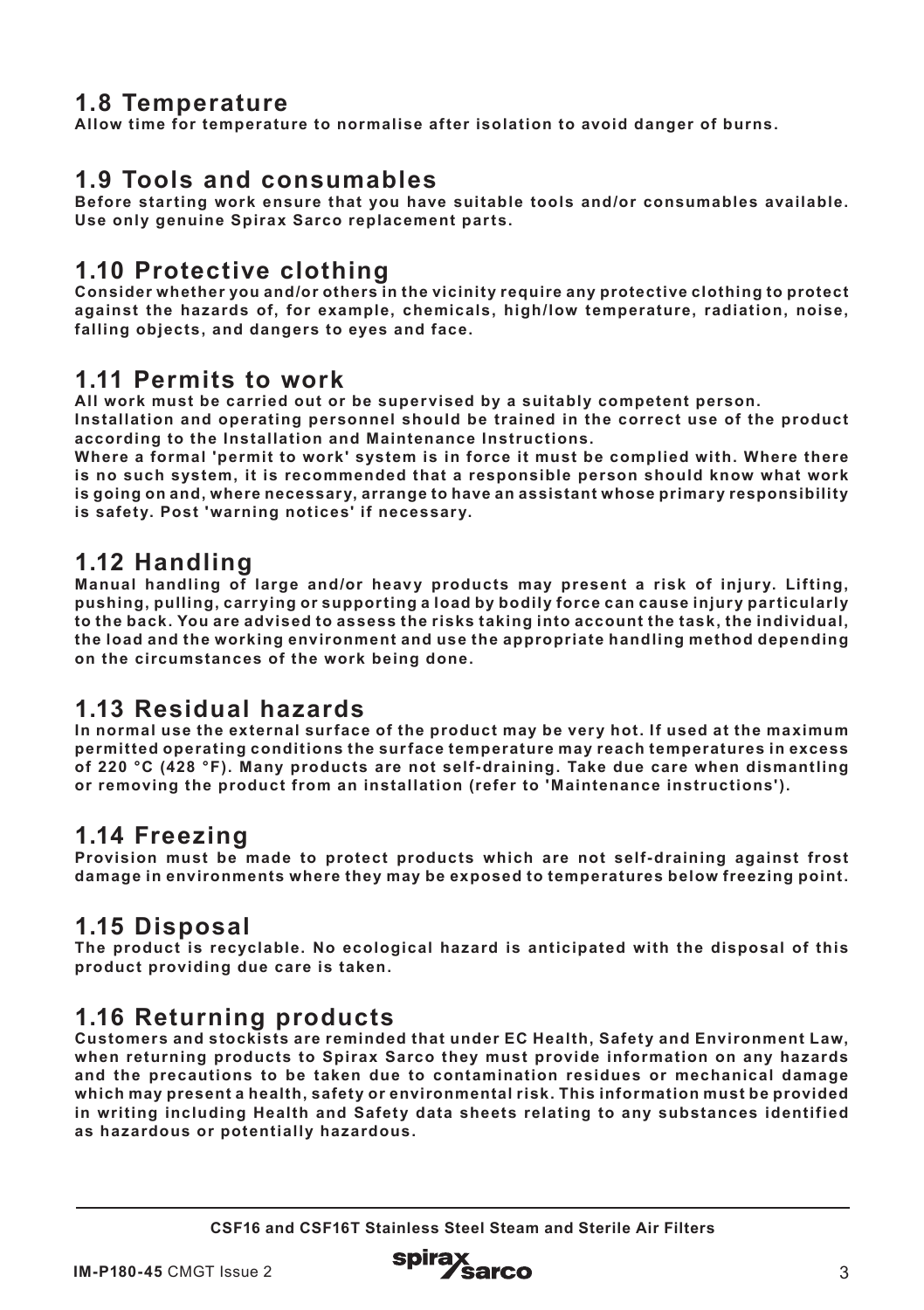## 1.8 Temperature

**Allow time for temperature to normalise after isolation to avoid danger of burns.**

## 1.9 Tools and consumables

**Before starting work ensure that you have suitable tools and/or consumables available. Use only genuine Spirax Sarco replacement parts.**

## 1.10 Protective clothing

**Consider whether you and/or others in the vicinity require any protective clothing to protect against the hazards of, for example, chemicals, high/low temperature, radiation, noise, falling objects, and dangers to eyes and face.**

## 1.11 Permits to work

**All work must be carried out or be supervised by a suitably competent person.**
**Installation and operating personnel should be trained in the correct use of the product according to the Installation and Maintenance Instructions.**
**Where a formal 'permit to work' system is in force it must be complied with. Where there is no such system, it is recommended that a responsible person should know what work is going on and, where necessary, arrange to have an assistant whose primary responsibility is safety. Post 'warning notices' if necessary.**

## 1.12 Handling

**Manual handling of large and/or heavy products may present a risk of injury. Lifting, pushing, pulling, carrying or supporting a load by bodily force can cause injury particularly to the back. You are advised to assess the risks taking into account the task, the individual, the load and the working environment and use the appropriate handling method depending on the circumstances of the work being done.**

## 1.13 Residual hazards

**In normal use the external surface of the product may be very hot. If used at the maximum permitted operating conditions the surface temperature may reach temperatures in excess of 220 °C (428 °F). Many products are not self-draining. Take due care when dismantling or removing the product from an installation (refer to 'Maintenance instructions').**

## 1.14 Freezing

**Provision must be made to protect products which are not self-draining against frost damage in environments where they may be exposed to temperatures below freezing point.**

## 1.15 Disposal

**The product is recyclable. No ecological hazard is anticipated with the disposal of this product providing due care is taken.**

## 1.16 Returning products

**Customers and stockists are reminded that under EC Health, Safety and Environment Law, when returning products to Spirax Sarco they must provide information on any hazards and the precautions to be taken due to contamination residues or mechanical damage which may present a health, safety or environmental risk. This information must be provided in writing including Health and Safety data sheets relating to any substances identified as hazardous or potentially hazardous.**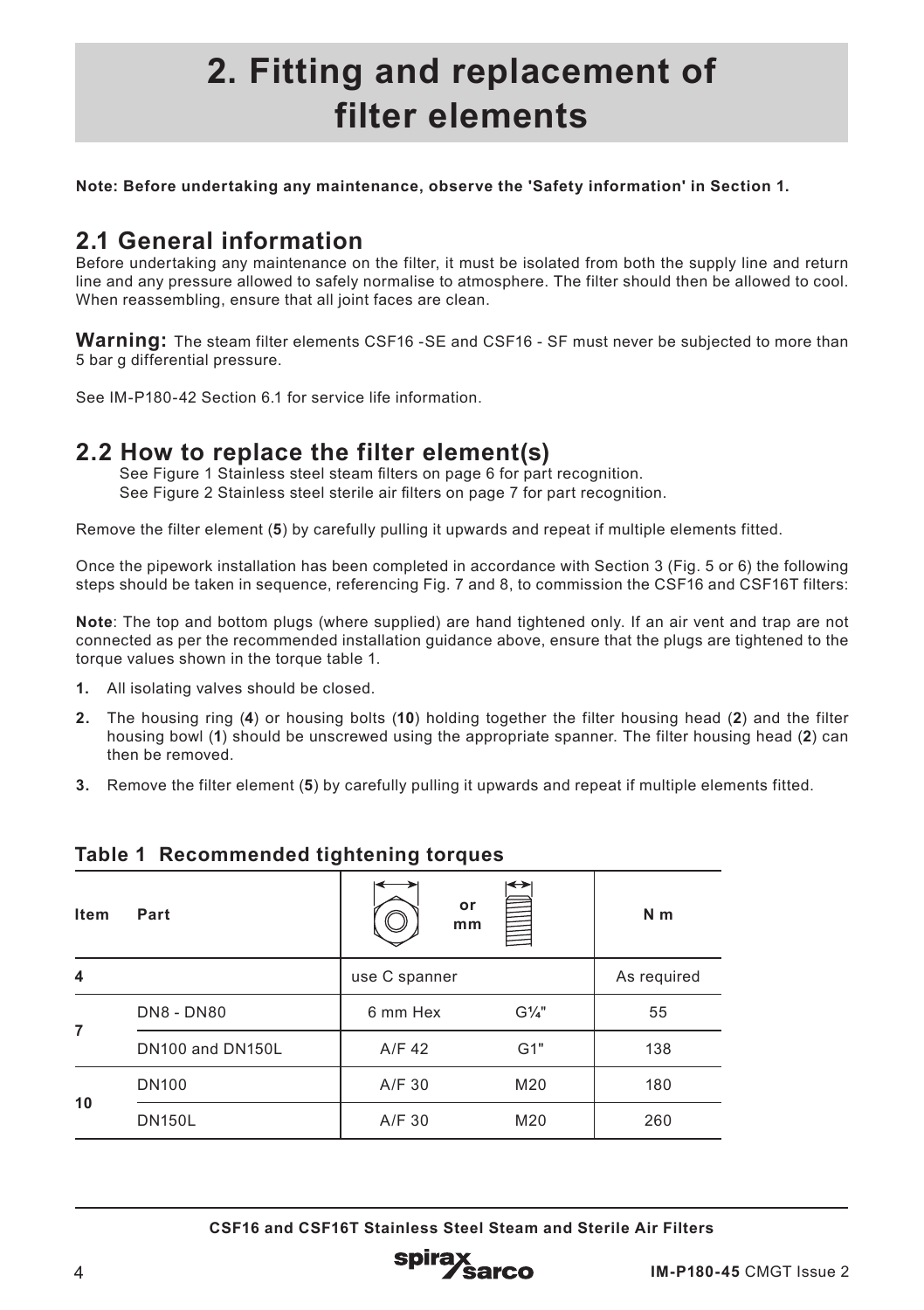# 2. Fitting and replacement of filter elements

**Note: Before undertaking any maintenance, observe the 'Safety information' in Section 1.**

## 2.1 General information

Before undertaking any maintenance on the filter, it must be isolated from both the supply line and return line and any pressure allowed to safely normalise to atmosphere. The filter should then be allowed to cool. When reassembling, ensure that all joint faces are clean.

**Warning:** The steam filter elements CSF16 -SE and CSF16 - SF must never be subjected to more than 5 bar g differential pressure.

See IM-P180-42 Section 6.1 for service life information.

## 2.2 How to replace the filter element(s)

See Figure 1 Stainless steel steam filters on page 6 for part recognition.
See Figure 2 Stainless steel sterile air filters on page 7 for part recognition.

Remove the filter element (**5**) by carefully pulling it upwards and repeat if multiple elements fitted.

Once the pipework installation has been completed in accordance with Section 3 (Fig. 5 or 6) the following steps should be taken in sequence, referencing Fig. 7 and 8, to commission the CSF16 and CSF16T filters:

**Note**: The top and bottom plugs (where supplied) are hand tightened only. If an air vent and trap are not connected as per the recommended installation guidance above, ensure that the plugs are tightened to the torque values shown in the torque table 1.

1. All isolating valves should be closed.
2. The housing ring (**4**) or housing bolts (**10**) holding together the filter housing head (**2**) and the filter housing bowl (**1**) should be unscrewed using the appropriate spanner. The filter housing head (**2**) can then be removed.
3. Remove the filter element (**5**) by carefully pulling it upwards and repeat if multiple elements fitted.

### Table 1 Recommended tightening torques

| Item | Part | [hex] or mm | [thread] | N m |
|---|---|---|---|---|
| 4 | | use C spanner | | As required |
| 7 | DN8 - DN80 | 6 mm Hex | G¼" | 55 |
| | DN100 and DN150L | A/F 42 | G1" | 138 |
| 10 | DN100 | A/F 30 | M20 | 180 |
| | DN150L | A/F 30 | M20 | 260 |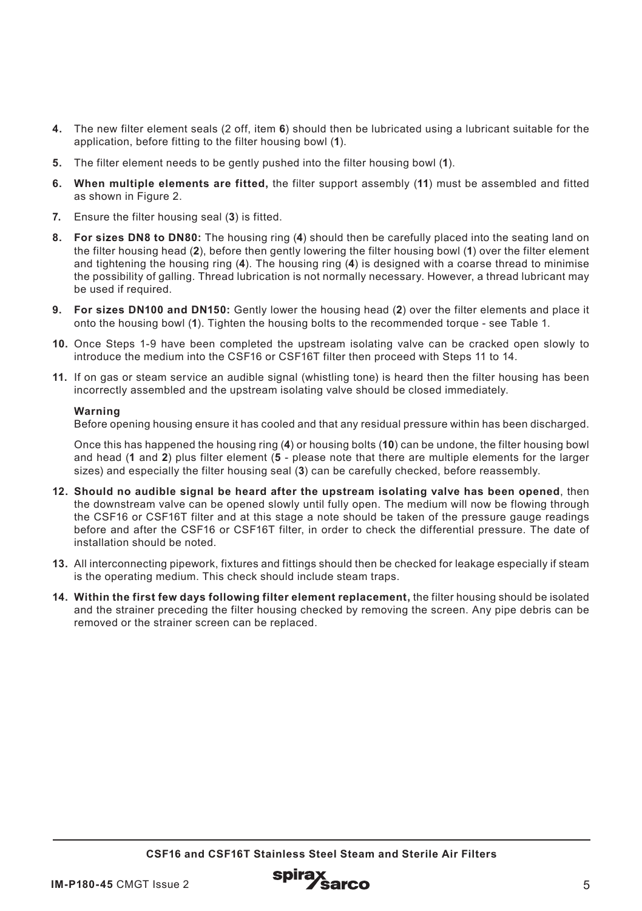4. The new filter element seals (2 off, item **6**) should then be lubricated using a lubricant suitable for the application, before fitting to the filter housing bowl (**1**).

5. The filter element needs to be gently pushed into the filter housing bowl (**1**).

6. **When multiple elements are fitted,** the filter support assembly (**11**) must be assembled and fitted as shown in Figure 2.

7. Ensure the filter housing seal (**3**) is fitted.

8. **For sizes DN8 to DN80:** The housing ring (**4**) should then be carefully placed into the seating land on the filter housing head (**2**), before then gently lowering the filter housing bowl (**1**) over the filter element and tightening the housing ring (**4**). The housing ring (**4**) is designed with a coarse thread to minimise the possibility of galling. Thread lubrication is not normally necessary. However, a thread lubricant may be used if required.

9. **For sizes DN100 and DN150:** Gently lower the housing head (**2**) over the filter elements and place it onto the housing bowl (**1**). Tighten the housing bolts to the recommended torque - see Table 1.

10. Once Steps 1-9 have been completed the upstream isolating valve can be cracked open slowly to introduce the medium into the CSF16 or CSF16T filter then proceed with Steps 11 to 14.

11. If on gas or steam service an audible signal (whistling tone) is heard then the filter housing has been incorrectly assembled and the upstream isolating valve should be closed immediately.

    **Warning**
    Before opening housing ensure it has cooled and that any residual pressure within has been discharged.

    Once this has happened the housing ring (**4**) or housing bolts (**10**) can be undone, the filter housing bowl and head (**1** and **2**) plus filter element (**5** - please note that there are multiple elements for the larger sizes) and especially the filter housing seal (**3**) can be carefully checked, before reassembly.

12. **Should no audible signal be heard after the upstream isolating valve has been opened**, then the downstream valve can be opened slowly until fully open. The medium will now be flowing through the CSF16 or CSF16T filter and at this stage a note should be taken of the pressure gauge readings before and after the CSF16 or CSF16T filter, in order to check the differential pressure. The date of installation should be noted.

13. All interconnecting pipework, fixtures and fittings should then be checked for leakage especially if steam is the operating medium. This check should include steam traps.

14. **Within the first few days following filter element replacement,** the filter housing should be isolated and the strainer preceding the filter housing checked by removing the screen. Any pipe debris can be removed or the strainer screen can be replaced.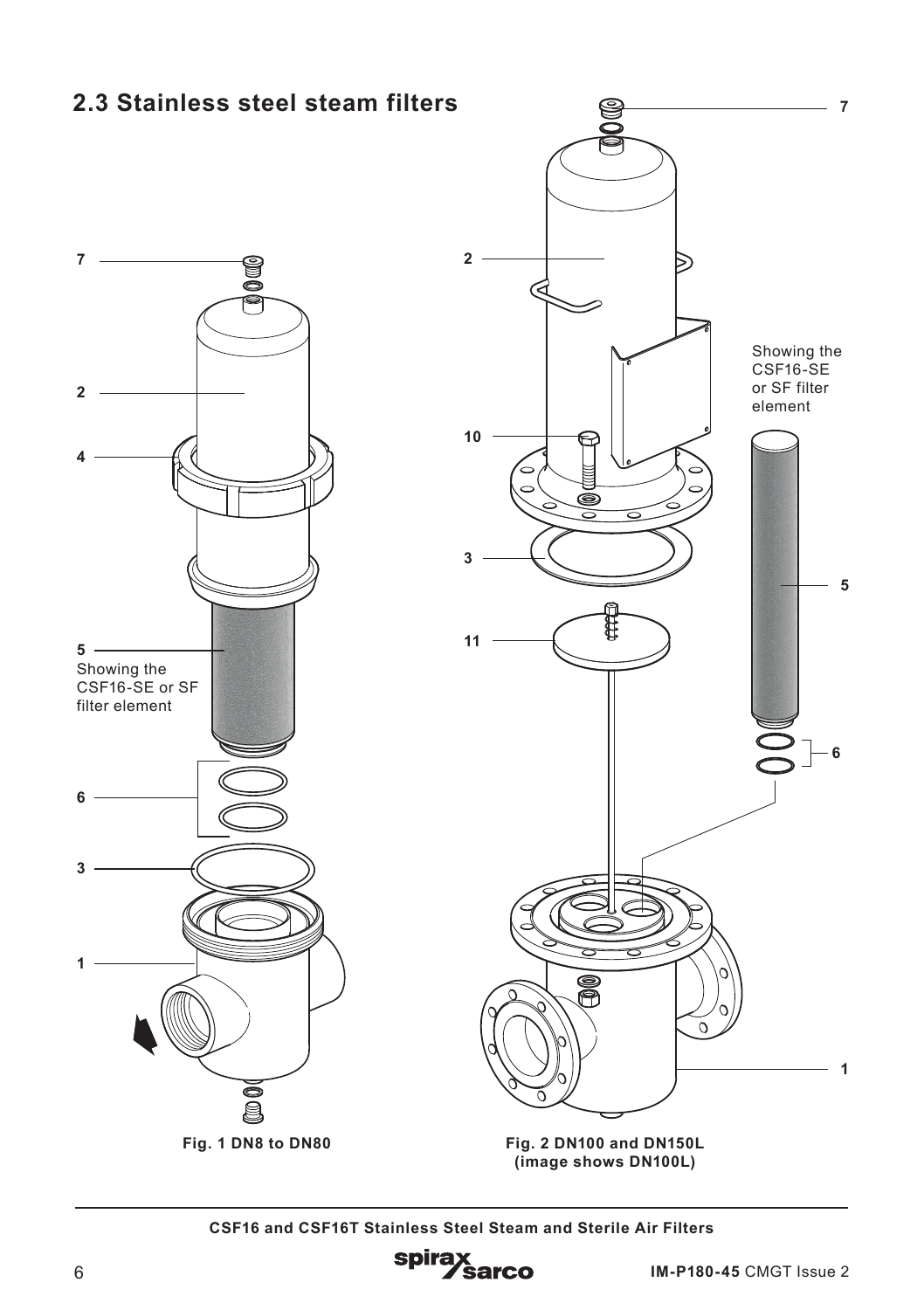## 2.3 Stainless steel steam filters

7

2

4

5
Showing the CSF16-SE or SF filter element

6

3

1

Fig. 1 DN8 to DN80

7

2

10

3

11

Showing the CSF16-SE or SF filter element

5

6

1

Fig. 2 DN100 and DN150L (image shows DN100L)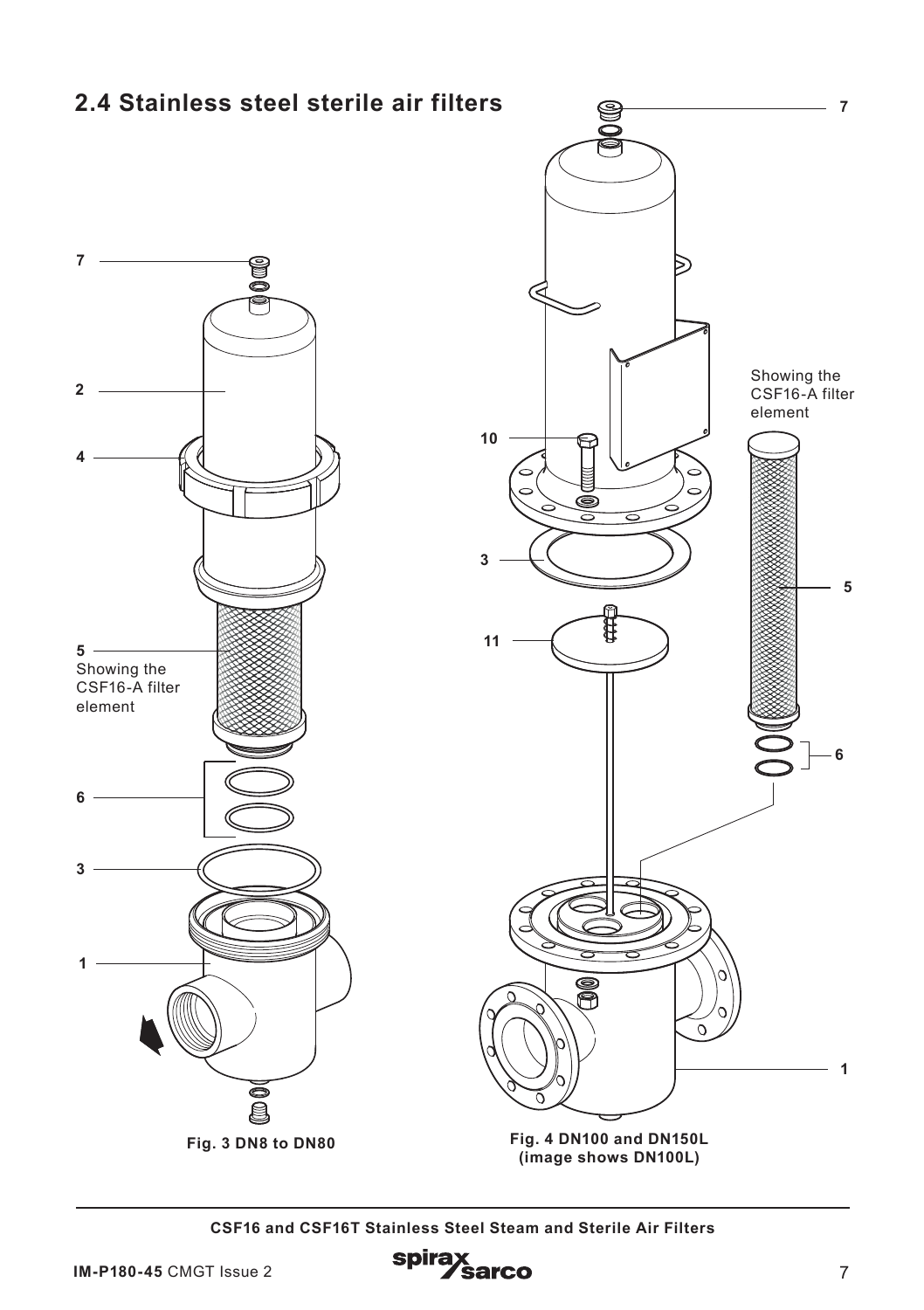## 2.4 Stainless steel sterile air filters

7

2

4

5
Showing the CSF16-A filter element

6

3

1

Fig. 3 DN8 to DN80

7

Showing the CSF16-A filter element

10

3

5

11

6

1

Fig. 4 DN100 and DN150L (image shows DN100L)